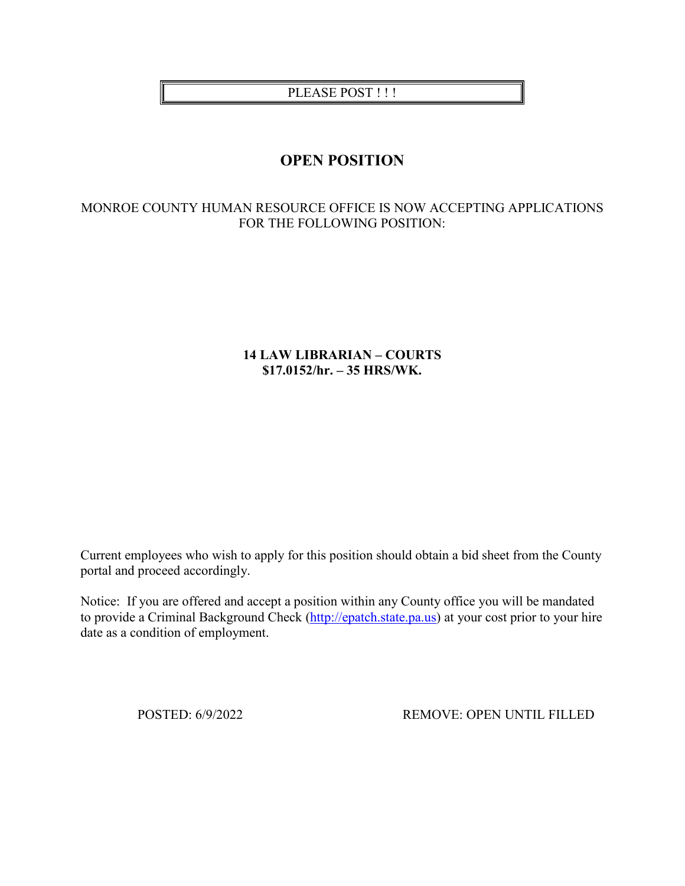PLEASE POST ! ! !

# OPEN POSITION

MONROE COUNTY HUMAN RESOURCE OFFICE IS NOW ACCEPTING APPLICATIONS FOR THE FOLLOWING POSITION:

**14 LAW LIBRARIAN – COURTS**
**$17.0152/hr. – 35 HRS/WK.**

Current employees who wish to apply for this position should obtain a bid sheet from the County portal and proceed accordingly.

Notice: If you are offered and accept a position within any County office you will be mandated to provide a Criminal Background Check (http://epatch.state.pa.us) at your cost prior to your hire date as a condition of employment.

POSTED: 6/9/2022 REMOVE: OPEN UNTIL FILLED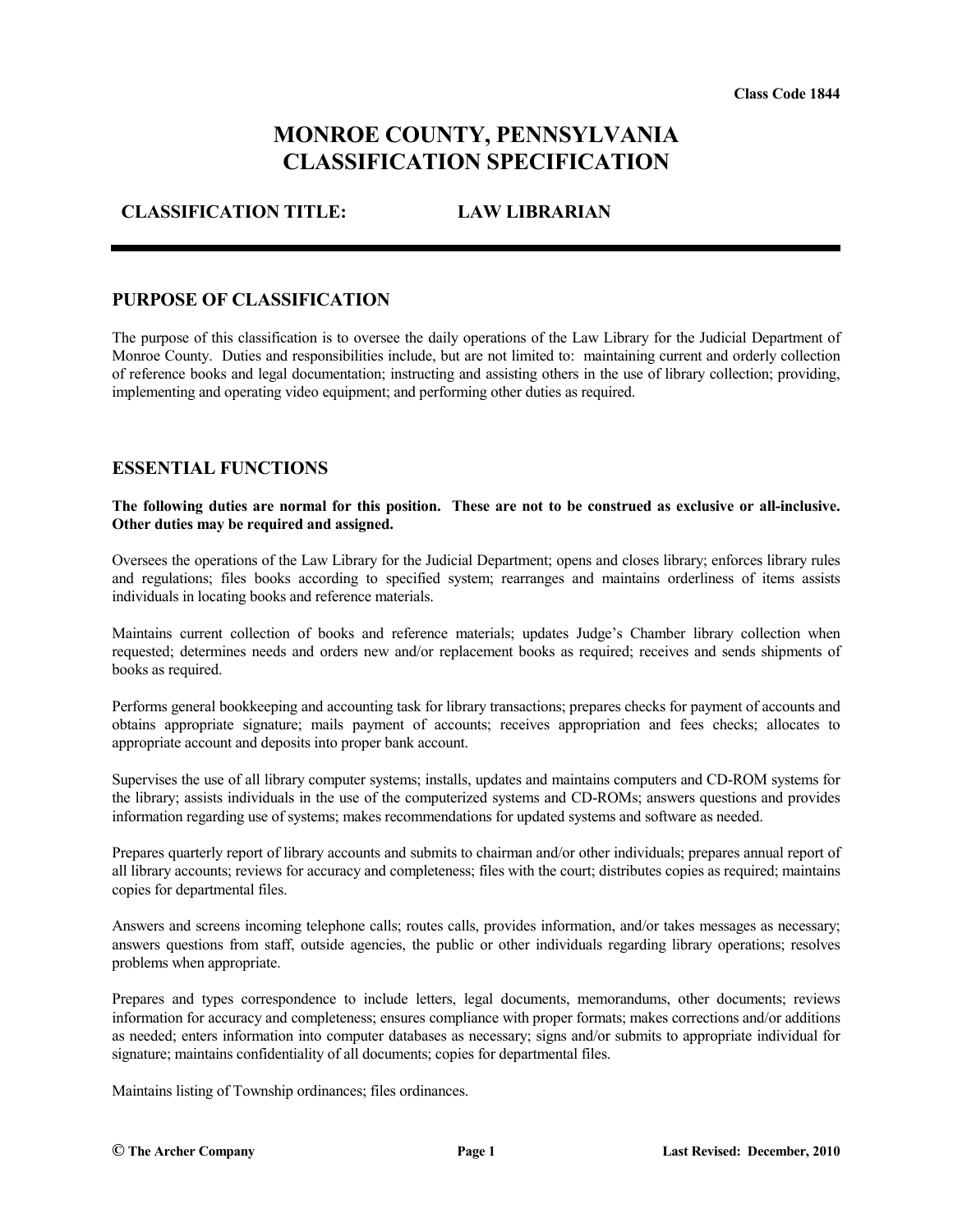Class Code 1844

# MONROE COUNTY, PENNSYLVANIA
# CLASSIFICATION SPECIFICATION

**CLASSIFICATION TITLE: LAW LIBRARIAN**

---

## PURPOSE OF CLASSIFICATION

The purpose of this classification is to oversee the daily operations of the Law Library for the Judicial Department of Monroe County. Duties and responsibilities include, but are not limited to: maintaining current and orderly collection of reference books and legal documentation; instructing and assisting others in the use of library collection; providing, implementing and operating video equipment; and performing other duties as required.

## ESSENTIAL FUNCTIONS

**The following duties are normal for this position. These are not to be construed as exclusive or all-inclusive. Other duties may be required and assigned.**

Oversees the operations of the Law Library for the Judicial Department; opens and closes library; enforces library rules and regulations; files books according to specified system; rearranges and maintains orderliness of items assists individuals in locating books and reference materials.

Maintains current collection of books and reference materials; updates Judge's Chamber library collection when requested; determines needs and orders new and/or replacement books as required; receives and sends shipments of books as required.

Performs general bookkeeping and accounting task for library transactions; prepares checks for payment of accounts and obtains appropriate signature; mails payment of accounts; receives appropriation and fees checks; allocates to appropriate account and deposits into proper bank account.

Supervises the use of all library computer systems; installs, updates and maintains computers and CD-ROM systems for the library; assists individuals in the use of the computerized systems and CD-ROMs; answers questions and provides information regarding use of systems; makes recommendations for updated systems and software as needed.

Prepares quarterly report of library accounts and submits to chairman and/or other individuals; prepares annual report of all library accounts; reviews for accuracy and completeness; files with the court; distributes copies as required; maintains copies for departmental files.

Answers and screens incoming telephone calls; routes calls, provides information, and/or takes messages as necessary; answers questions from staff, outside agencies, the public or other individuals regarding library operations; resolves problems when appropriate.

Prepares and types correspondence to include letters, legal documents, memorandums, other documents; reviews information for accuracy and completeness; ensures compliance with proper formats; makes corrections and/or additions as needed; enters information into computer databases as necessary; signs and/or submits to appropriate individual for signature; maintains confidentiality of all documents; copies for departmental files.

Maintains listing of Township ordinances; files ordinances.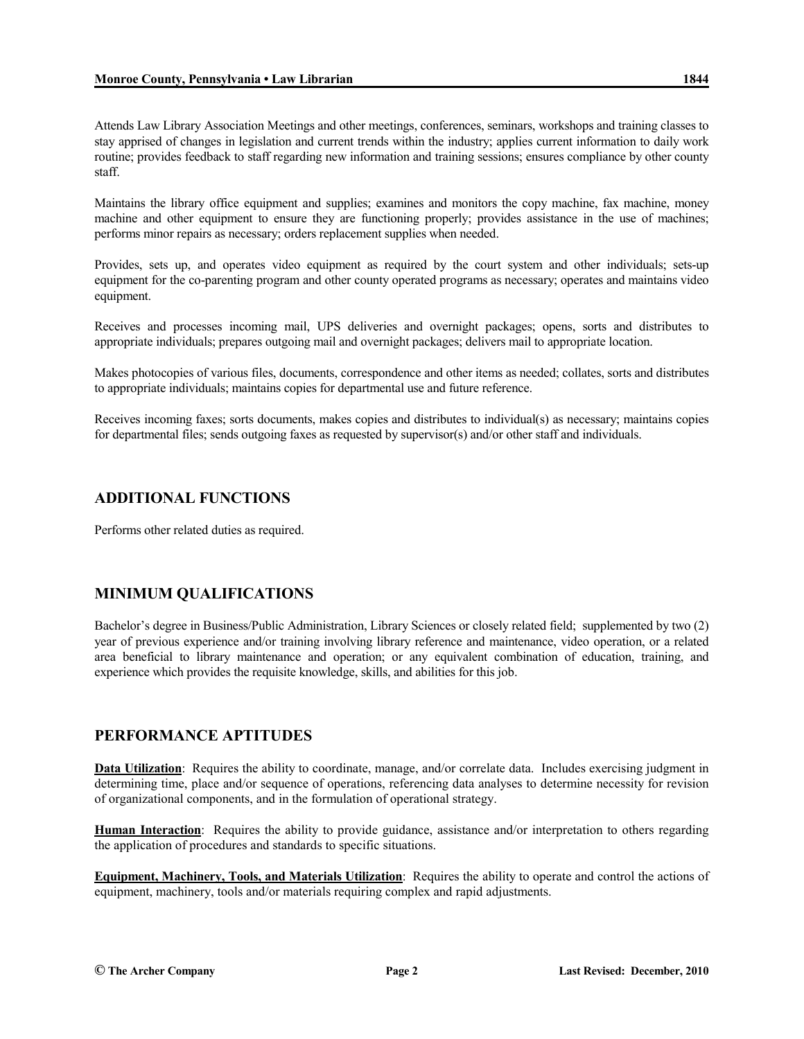Attends Law Library Association Meetings and other meetings, conferences, seminars, workshops and training classes to stay apprised of changes in legislation and current trends within the industry; applies current information to daily work routine; provides feedback to staff regarding new information and training sessions; ensures compliance by other county staff.

Maintains the library office equipment and supplies; examines and monitors the copy machine, fax machine, money machine and other equipment to ensure they are functioning properly; provides assistance in the use of machines; performs minor repairs as necessary; orders replacement supplies when needed.

Provides, sets up, and operates video equipment as required by the court system and other individuals; sets-up equipment for the co-parenting program and other county operated programs as necessary; operates and maintains video equipment.

Receives and processes incoming mail, UPS deliveries and overnight packages; opens, sorts and distributes to appropriate individuals; prepares outgoing mail and overnight packages; delivers mail to appropriate location.

Makes photocopies of various files, documents, correspondence and other items as needed; collates, sorts and distributes to appropriate individuals; maintains copies for departmental use and future reference.

Receives incoming faxes; sorts documents, makes copies and distributes to individual(s) as necessary; maintains copies for departmental files; sends outgoing faxes as requested by supervisor(s) and/or other staff and individuals.

## ADDITIONAL FUNCTIONS

Performs other related duties as required.

## MINIMUM QUALIFICATIONS

Bachelor's degree in Business/Public Administration, Library Sciences or closely related field; supplemented by two (2) year of previous experience and/or training involving library reference and maintenance, video operation, or a related area beneficial to library maintenance and operation; or any equivalent combination of education, training, and experience which provides the requisite knowledge, skills, and abilities for this job.

## PERFORMANCE APTITUDES

**Data Utilization**: Requires the ability to coordinate, manage, and/or correlate data. Includes exercising judgment in determining time, place and/or sequence of operations, referencing data analyses to determine necessity for revision of organizational components, and in the formulation of operational strategy.

**Human Interaction**: Requires the ability to provide guidance, assistance and/or interpretation to others regarding the application of procedures and standards to specific situations.

**Equipment, Machinery, Tools, and Materials Utilization**: Requires the ability to operate and control the actions of equipment, machinery, tools and/or materials requiring complex and rapid adjustments.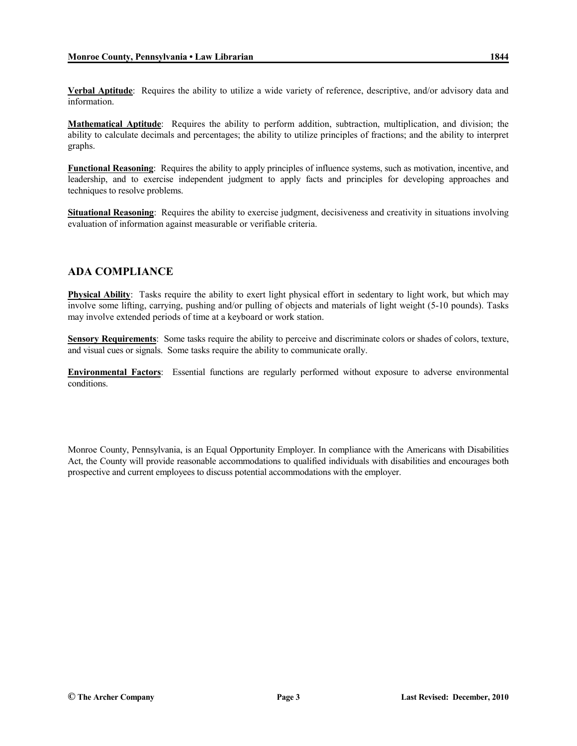**Verbal Aptitude**: Requires the ability to utilize a wide variety of reference, descriptive, and/or advisory data and information.

**Mathematical Aptitude**: Requires the ability to perform addition, subtraction, multiplication, and division; the ability to calculate decimals and percentages; the ability to utilize principles of fractions; and the ability to interpret graphs.

**Functional Reasoning**: Requires the ability to apply principles of influence systems, such as motivation, incentive, and leadership, and to exercise independent judgment to apply facts and principles for developing approaches and techniques to resolve problems.

**Situational Reasoning**: Requires the ability to exercise judgment, decisiveness and creativity in situations involving evaluation of information against measurable or verifiable criteria.

## ADA COMPLIANCE

**Physical Ability**: Tasks require the ability to exert light physical effort in sedentary to light work, but which may involve some lifting, carrying, pushing and/or pulling of objects and materials of light weight (5-10 pounds). Tasks may involve extended periods of time at a keyboard or work station.

**Sensory Requirements**: Some tasks require the ability to perceive and discriminate colors or shades of colors, texture, and visual cues or signals. Some tasks require the ability to communicate orally.

**Environmental Factors**: Essential functions are regularly performed without exposure to adverse environmental conditions.

Monroe County, Pennsylvania, is an Equal Opportunity Employer. In compliance with the Americans with Disabilities Act, the County will provide reasonable accommodations to qualified individuals with disabilities and encourages both prospective and current employees to discuss potential accommodations with the employer.